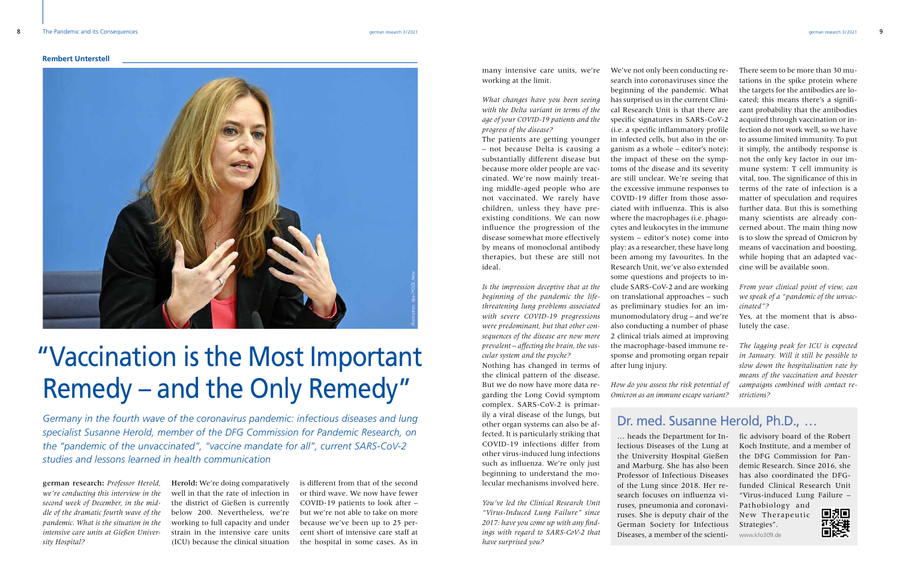Rembert Unterstell

Illustration: dpa | POOL New

# "Vaccination is the Most Important Remedy – and the Only Remedy"

*Germany in the fourth wave of the coronavirus pandemic: infectious diseases and lung specialist Susanne Herold, member of the DFG Commission for Pandemic Research, on the "pandemic of the unvaccinated", "vaccine mandate for all", current SARS-CoV-2 studies and lessons learned in health communication*

**german research:** *Professor Herold, we're conducting this interview in the second week of December, in the middle of the dramatic fourth wave of the pandemic. What is the situation in the intensive care units at Gießen University Hospital?*

**Herold:** We're doing comparatively well in that the rate of infection in the district of Gießen is currently below 200. Nevertheless, we're working to full capacity and under strain in the intensive care units (ICU) because the clinical situation is different from that of the second or third wave. We now have fewer COVID-19 patients to look after – but we're not able to take on more because we've been up to 25 percent short of intensive care staff at the hospital in some cases. As in many intensive care units, we're working at the limit.

*What changes have you been seeing with the Delta variant in terms of the age of your COVID-19 patients and the progress of the disease?*

The patients are getting younger – not because Delta is causing a substantially different disease but because more older people are vaccinated. We're now mainly treating middle-aged people who are not vaccinated. We rarely have children, unless they have pre-existing conditions. We can now influence the progression of the disease somewhat more effectively by means of monoclonal antibody therapies, but these are still not ideal.

*Is the impression deceptive that at the beginning of the pandemic the life-threatening lung problems associated with severe COVID-19 progressions were predominant, but that other consequences of the disease are now more prevalent – affecting the brain, the vascular system and the psyche?*

Nothing has changed in terms of the clinical pattern of the disease. But we do now have more data regarding the Long Covid symptom complex. SARS-CoV-2 is primarily a viral disease of the lungs, but other organ systems can also be affected. It is particularly striking that COVID-19 infections differ from other virus-induced lung infections such as influenza. We're only just beginning to understand the molecular mechanisms involved here.

*You've led the Clinical Research Unit "Virus-Induced Lung Failure" since 2017: have you come up with any findings with regard to SARS-CoV-2 that have surprised you?*

We've not only been conducting research into coronaviruses since the beginning of the pandemic. What has surprised us in the current Clinical Research Unit is that there are specific signatures in SARS-CoV-2 (i.e. a specific inflammatory profile in infected cells, but also in the organism as a whole – editor's note): the impact of these on the symptoms of the disease and its severity are still unclear. We're seeing that the excessive immune responses to COVID-19 differ from those associated with influenza. This is also where the macrophages (i.e. phagocytes and leukocytes in the immune system – editor's note) come into play: as a researcher, these have long been among my favourites. In the Research Unit, we've also extended some questions and projects to include SARS-CoV-2 and are working on translational approaches – such as preliminary studies for an immunomodulatory drug – and we're also conducting a number of phase 2 clinical trials aimed at improving the macrophage-based immune response and promoting organ repair after lung injury.

*How do you assess the risk potential of Omicron as an immune escape variant?*

There seem to be more than 30 mutations in the spike protein where the targets for the antibodies are located; this means there's a significant probability that the antibodies acquired through vaccination or infection do not work well, so we have to assume limited immunity. To put it simply, the antibody response is not the only key factor in our immune system: T cell immunity is vital, too. The significance of this in terms of the rate of infection is a matter of speculation and requires further data. But this is something many scientists are already concerned about. The main thing now is to slow the spread of Omicron by means of vaccination and boosting, while hoping that an adapted vaccine will be available soon.

*From your clinical point of view, can we speak of a "pandemic of the unvaccinated"?*

Yes, at the moment that is absolutely the case.

*The lagging peak for ICU is expected in January. Will it still be possible to slow down the hospitalisation rate by means of the vaccination and booster campaigns combined with contact restrictions?*

## Dr. med. Susanne Herold, Ph.D., …

… heads the Department for Infectious Diseases of the Lung at the University Hospital Gießen and Marburg. She has also been Professor of Infectious Diseases of the Lung since 2018. Her research focuses on influenza viruses, pneumonia and coronaviruses. She is deputy chair of the German Society for Infectious Diseases, a member of the scientific advisory board of the Robert Koch Institute, and a member of the DFG Commission for Pandemic Research. Since 2016, she has also coordinated the DFG-funded Clinical Research Unit "Virus-induced Lung Failure – Pathobiology and New Therapeutic Strategies".

www.kfo309.de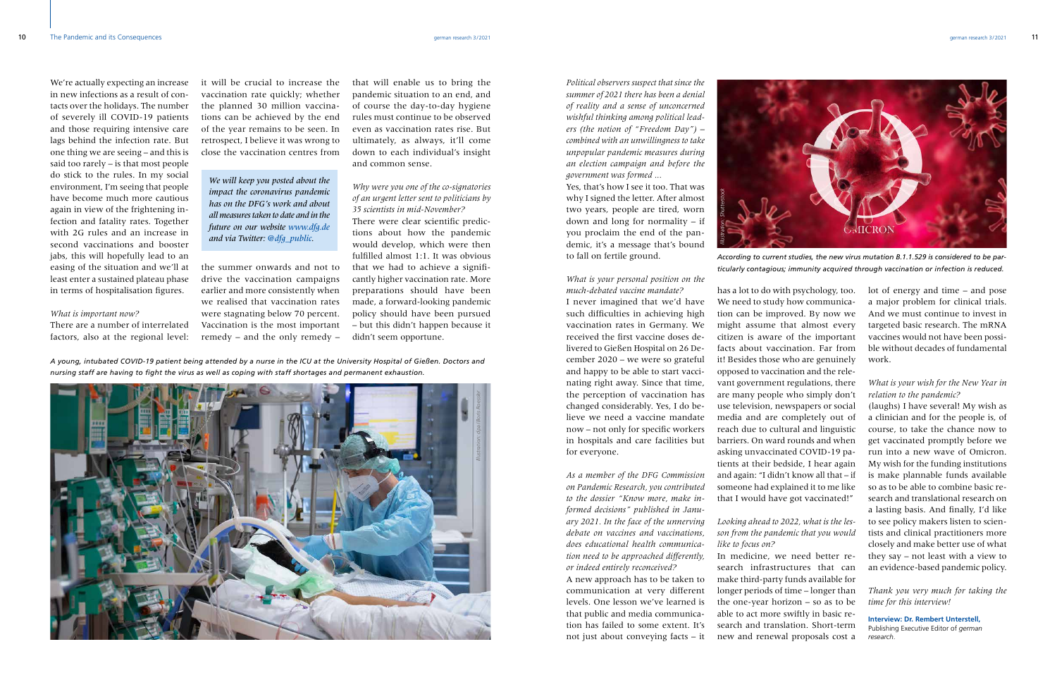We're actually expecting an increase in new infections as a result of contacts over the holidays. The number of severely ill COVID-19 patients and those requiring intensive care lags behind the infection rate. But one thing we are seeing – and this is said too rarely – is that most people do stick to the rules. In my social environment, I'm seeing that people have become much more cautious again in view of the frightening infection and fatality rates. Together with 2G rules and an increase in second vaccinations and booster jabs, this will hopefully lead to an easing of the situation and we'll at least enter a sustained plateau phase in terms of hospitalisation figures.

*What is important now?*

There are a number of interrelated factors, also at the regional level: it will be crucial to increase the vaccination rate quickly; whether the planned 30 million vaccinations can be achieved by the end of the year remains to be seen. In retrospect, I believe it was wrong to close the vaccination centres from the summer onwards and not to drive the vaccination campaigns earlier and more consistently when we realised that vaccination rates were stagnating below 70 percent. Vaccination is the most important remedy – and the only remedy – that will enable us to bring the pandemic situation to an end, and of course the day-to-day hygiene rules must continue to be observed even as vaccination rates rise. But ultimately, as always, it'll come down to each individual's insight and common sense.

*We will keep you posted about the impact the coronavirus pandemic has on the DFG's work and about all measures taken to date and in the future on our website www.dfg.de and via Twitter: @dfg_public.*

*Why were you one of the co-signatories of an urgent letter sent to politicians by 35 scientists in mid-November?*

There were clear scientific predictions about how the pandemic would develop, which were then fulfilled almost 1:1. It was obvious that we had to achieve a significantly higher vaccination rate. More preparations should have been made, a forward-looking pandemic policy should have been pursued – but this didn't happen because it didn't seem opportune.

*A young, intubated COVID-19 patient being attended by a nurse in the ICU at the University Hospital of Gießen. Doctors and nursing staff are having to fight the virus as well as coping with staff shortages and permanent exhaustion.*

*Political observers suspect that since the summer of 2021 there has been a denial of reality and a sense of unconcerned wishful thinking among political leaders (the notion of "Freedom Day") – combined with an unwillingness to take unpopular pandemic measures during an election campaign and before the government was formed ...*

Yes, that's how I see it too. That was why I signed the letter. After almost two years, people are tired, worn down and long for normality – if you proclaim the end of the pandemic, it's a message that's bound to fall on fertile ground.

*According to current studies, the new virus mutation B.1.1.529 is considered to be particularly contagious; immunity acquired through vaccination or infection is reduced.*

*What is your personal position on the much-debated vaccine mandate?*

I never imagined that we'd have such difficulties in achieving high vaccination rates in Germany. We received the first vaccine doses delivered to Gießen Hospital on 26 December 2020 – we were so grateful and happy to be able to start vaccinating right away. Since that time, the perception of vaccination has changed considerably. Yes, I do believe we need a vaccine mandate now – not only for specific workers in hospitals and care facilities but for everyone.

*As a member of the DFG Commission on Pandemic Research, you contributed to the dossier "Know more, make informed decisions" published in January 2021. In the face of the unnerving debate on vaccines and vaccinations, does educational health communication need to be approached differently, or indeed entirely reconceived?*

A new approach has to be taken to communication at very different levels. One lesson we've learned is that public and media communication has failed to some extent. It's not just about conveying facts – it has a lot to do with psychology, too. We need to study how communication can be improved. By now we might assume that almost every citizen is aware of the important facts about vaccination. Far from it! Besides those who are genuinely opposed to vaccination and the relevant government regulations, there are many people who simply don't use television, newspapers or social media and are completely out of reach due to cultural and linguistic barriers. On ward rounds and when asking unvaccinated COVID-19 patients at their bedside, I hear again and again: "I didn't know all that – if someone had explained it to me like that I would have got vaccinated!"

*Looking ahead to 2022, what is the lesson from the pandemic that you would like to focus on?*

In medicine, we need better research infrastructures that can make third-party funds available for longer periods of time – longer than the one-year horizon – so as to be able to act more swiftly in basic research and translation. Short-term new and renewal proposals cost a lot of energy and time – and pose a major problem for clinical trials. And we must continue to invest in targeted basic research. The mRNA vaccines would not have been possible without decades of fundamental work.

*What is your wish for the New Year in relation to the pandemic?*

(laughs) I have several! My wish as a clinician and for the people is, of course, to take the chance now to get vaccinated promptly before we run into a new wave of Omicron. My wish for the funding institutions is make plannable funds available so as to be able to combine basic research and translational research on a lasting basis. And finally, I'd like to see policy makers listen to scientists and clinical practitioners more closely and make better use of what they say – not least with a view to an evidence-based pandemic policy.

*Thank you very much for taking the time for this interview!*

**Interview: Dr. Rembert Unterstell,** Publishing Executive Editor of *german research*.